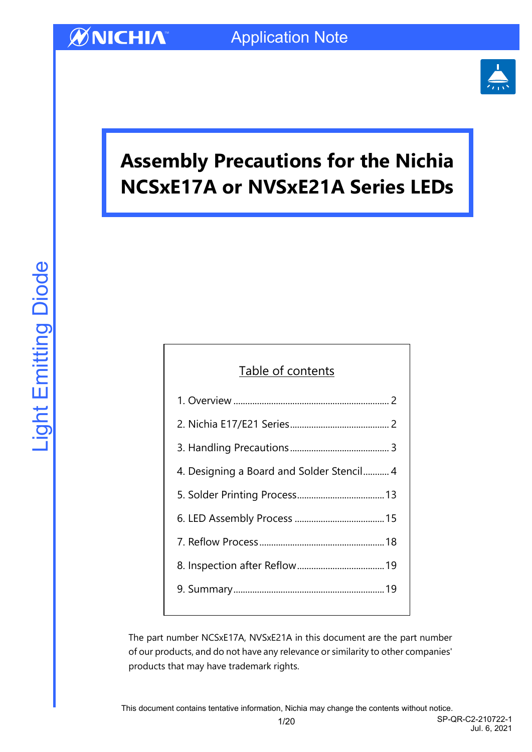# Assembly Precautions for the Nichia NCSxE17A or NVSxE21A Series LEDs

Table of contents

1. Overview .......... 2
2. Nichia E17/E21 Series .......... 2
3. Handling Precautions .......... 3
4. Designing a Board and Solder Stencil .......... 4
5. Solder Printing Process .......... 13
6. LED Assembly Process .......... 15
7. Reflow Process .......... 18
8. Inspection after Reflow .......... 19
9. Summary .......... 19

The part number NCSxE17A, NVSxE21A in this document are the part number of our products, and do not have any relevance or similarity to other companies' products that may have trademark rights.

This document contains tentative information, Nichia may change the contents without notice.

SP-QR-C2-210722-1
Jul. 6, 2021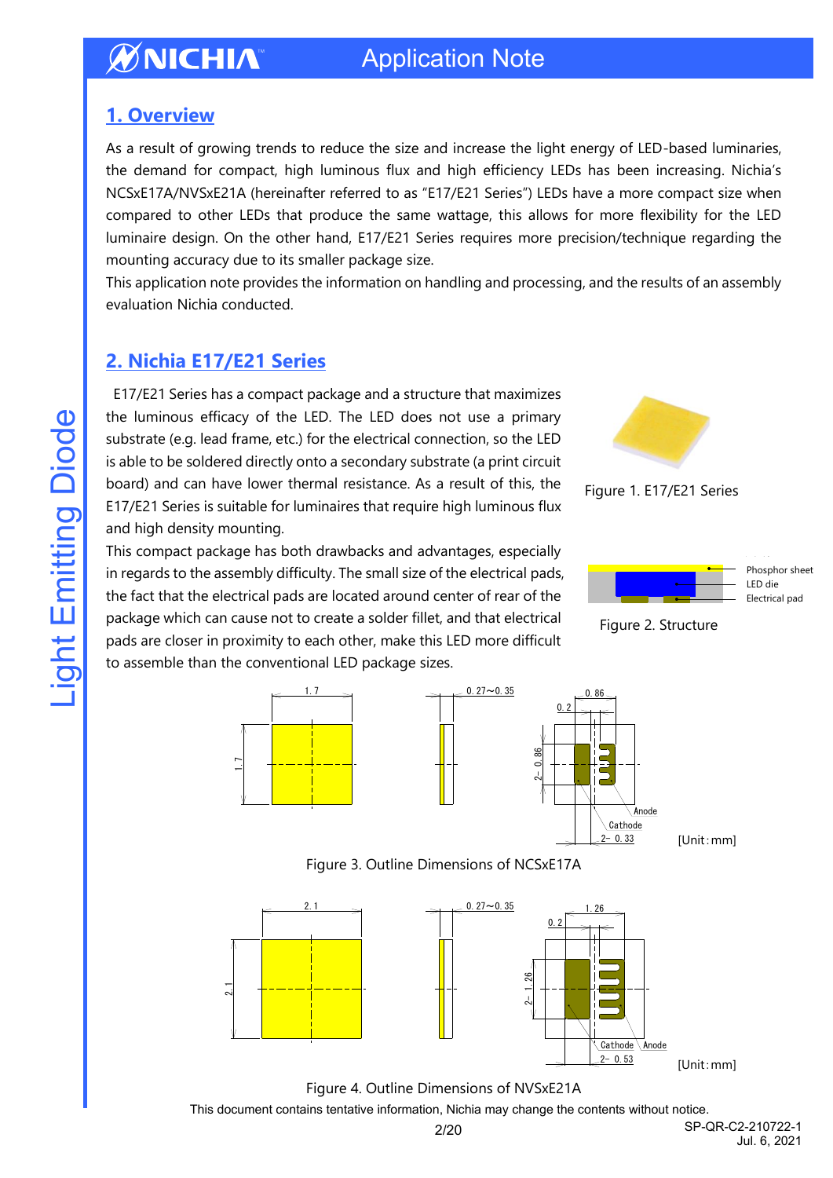## 1. Overview

As a result of growing trends to reduce the size and increase the light energy of LED-based luminaries, the demand for compact, high luminous flux and high efficiency LEDs has been increasing. Nichia's NCSxE17A/NVSxE21A (hereinafter referred to as "E17/E21 Series") LEDs have a more compact size when compared to other LEDs that produce the same wattage, this allows for more flexibility for the LED luminaire design. On the other hand, E17/E21 Series requires more precision/technique regarding the mounting accuracy due to its smaller package size.

This application note provides the information on handling and processing, and the results of an assembly evaluation Nichia conducted.

## 2. Nichia E17/E21 Series

E17/E21 Series has a compact package and a structure that maximizes the luminous efficacy of the LED. The LED does not use a primary substrate (e.g. lead frame, etc.) for the electrical connection, so the LED is able to be soldered directly onto a secondary substrate (a print circuit board) and can have lower thermal resistance. As a result of this, the E17/E21 Series is suitable for luminaires that require high luminous flux and high density mounting.

This compact package has both drawbacks and advantages, especially in regards to the assembly difficulty. The small size of the electrical pads, the fact that the electrical pads are located around center of rear of the package which can cause not to create a solder fillet, and that electrical pads are closer in proximity to each other, make this LED more difficult to assemble than the conventional LED package sizes.

Figure 1. E17/E21 Series

Phosphor sheet
LED die
Electrical pad

Figure 2. Structure

1.7 | 1.7 | 0.27~0.35 | 0.86 | 0.2 | 2- 0.86 | Anode | Cathode | 2- 0.33 | [Unit: mm]

Figure 3. Outline Dimensions of NCSxE17A

2.1 | 2.1 | 0.27~0.35 | 1.26 | 0.2 | 2- 1.26 | Cathode | Anode | 2- 0.53 | [Unit: mm]

Figure 4. Outline Dimensions of NVSxE21A

This document contains tentative information, Nichia may change the contents without notice.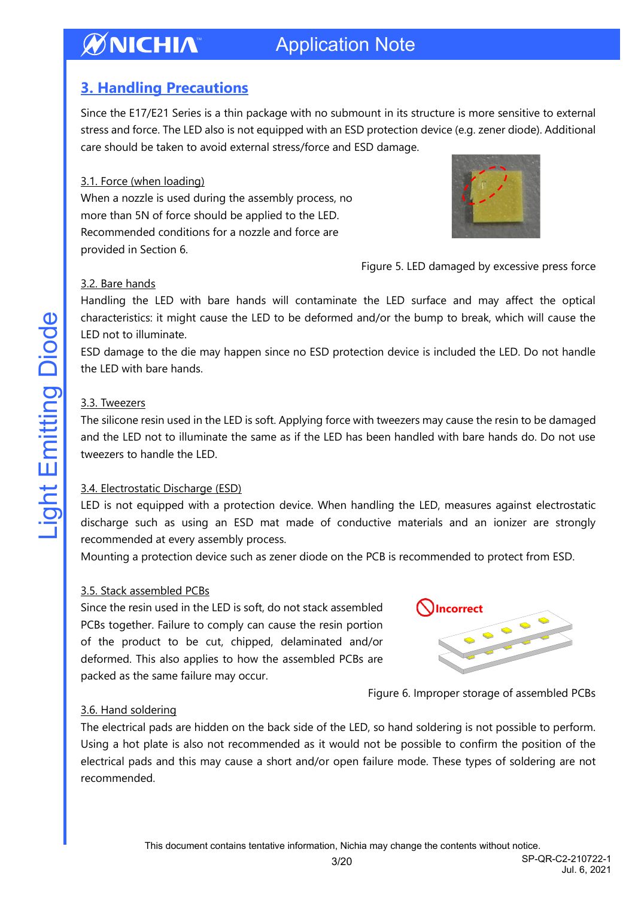## 3. Handling Precautions

Since the E17/E21 Series is a thin package with no submount in its structure is more sensitive to external stress and force. The LED also is not equipped with an ESD protection device (e.g. zener diode). Additional care should be taken to avoid external stress/force and ESD damage.

### 3.1. Force (when loading)

When a nozzle is used during the assembly process, no more than 5N of force should be applied to the LED. Recommended conditions for a nozzle and force are provided in Section 6.

Figure 5. LED damaged by excessive press force

### 3.2. Bare hands

Handling the LED with bare hands will contaminate the LED surface and may affect the optical characteristics: it might cause the LED to be deformed and/or the bump to break, which will cause the LED not to illuminate.

ESD damage to the die may happen since no ESD protection device is included the LED. Do not handle the LED with bare hands.

### 3.3. Tweezers

The silicone resin used in the LED is soft. Applying force with tweezers may cause the resin to be damaged and the LED not to illuminate the same as if the LED has been handled with bare hands do. Do not use tweezers to handle the LED.

### 3.4. Electrostatic Discharge (ESD)

LED is not equipped with a protection device. When handling the LED, measures against electrostatic discharge such as using an ESD mat made of conductive materials and an ionizer are strongly recommended at every assembly process.

Mounting a protection device such as zener diode on the PCB is recommended to protect from ESD.

### 3.5. Stack assembled PCBs

Since the resin used in the LED is soft, do not stack assembled PCBs together. Failure to comply can cause the resin portion of the product to be cut, chipped, delaminated and/or deformed. This also applies to how the assembled PCBs are packed as the same failure may occur.

Incorrect

Figure 6. Improper storage of assembled PCBs

### 3.6. Hand soldering

The electrical pads are hidden on the back side of the LED, so hand soldering is not possible to perform. Using a hot plate is also not recommended as it would not be possible to confirm the position of the electrical pads and this may cause a short and/or open failure mode. These types of soldering are not recommended.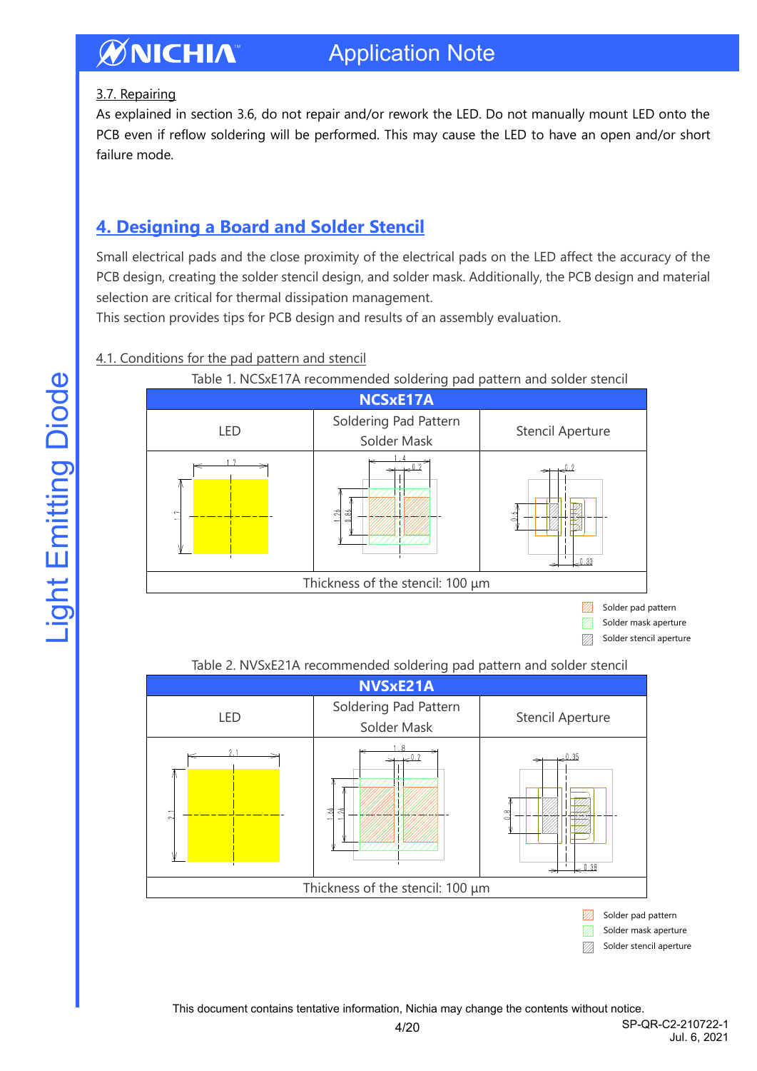### 3.7. Repairing

As explained in section 3.6, do not repair and/or rework the LED. Do not manually mount LED onto the PCB even if reflow soldering will be performed. This may cause the LED to have an open and/or short failure mode.

## 4. Designing a Board and Solder Stencil

Small electrical pads and the close proximity of the electrical pads on the LED affect the accuracy of the PCB design, creating the solder stencil design, and solder mask. Additionally, the PCB design and material selection are critical for thermal dissipation management.

This section provides tips for PCB design and results of an assembly evaluation.

### 4.1. Conditions for the pad pattern and stencil

Table 1. NCSxE17A recommended soldering pad pattern and solder stencil

| NCSxE17A | | |
|---|---|---|
| LED | Soldering Pad Pattern Solder Mask | Stencil Aperture |
| 1.7 × 1.7 | 1.4, 0.2, 1.26, 0.86 | 0.2, 0.6, 0.33 |
| Thickness of the stencil: 100 µm | | |

Solder pad pattern
Solder mask aperture
Solder stencil aperture

Table 2. NVSxE21A recommended soldering pad pattern and solder stencil

| NVSxE21A | | |
|---|---|---|
| LED | Soldering Pad Pattern Solder Mask | Stencil Aperture |
| 2.1 × 2.1 | 1.8, 0.2, 1.66, 1.26 | 0.35, 0.8, 0.38 |
| Thickness of the stencil: 100 µm | | |

Solder pad pattern
Solder mask aperture
Solder stencil aperture

This document contains tentative information, Nichia may change the contents without notice.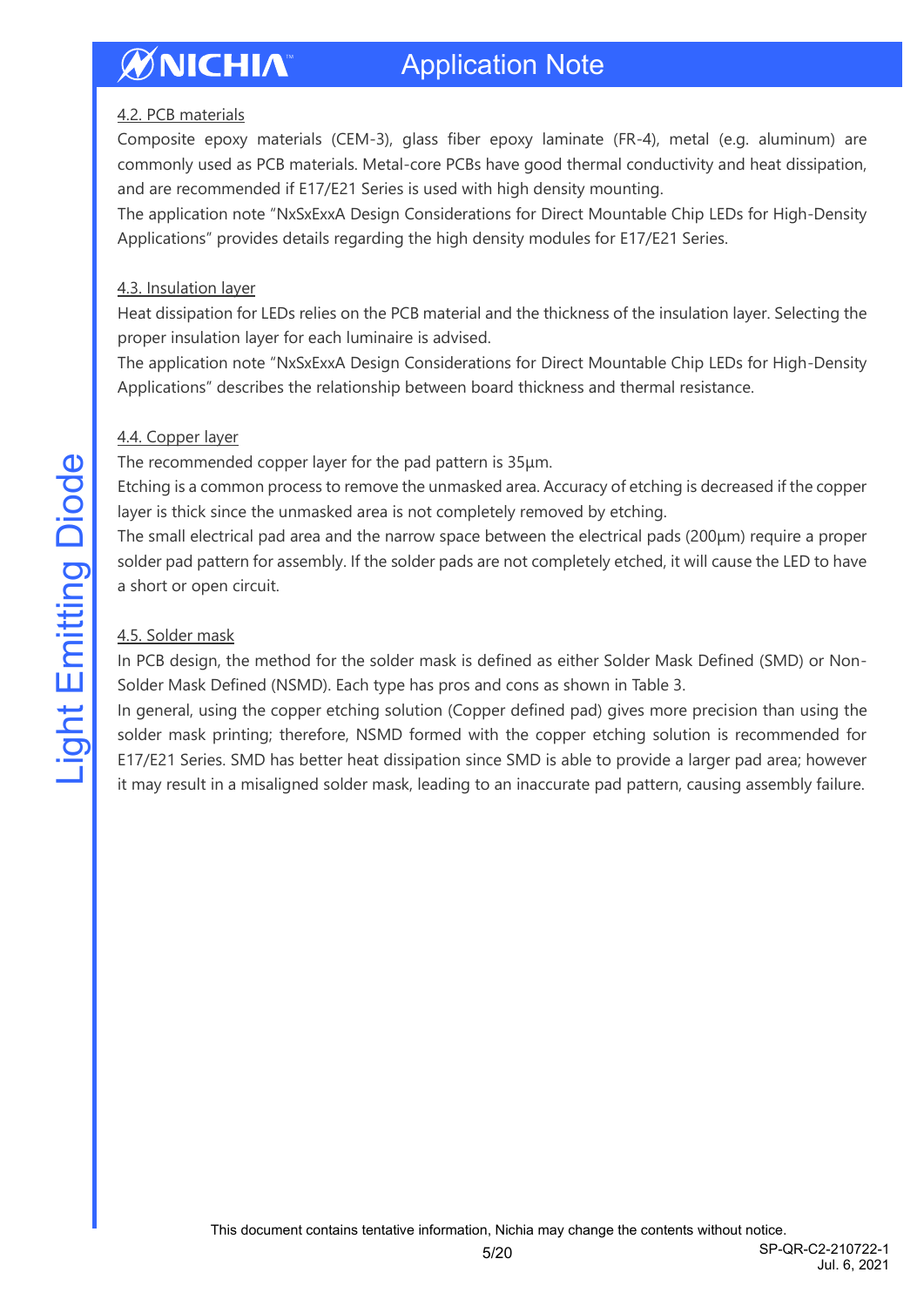### 4.2. PCB materials

Composite epoxy materials (CEM-3), glass fiber epoxy laminate (FR-4), metal (e.g. aluminum) are commonly used as PCB materials. Metal-core PCBs have good thermal conductivity and heat dissipation, and are recommended if E17/E21 Series is used with high density mounting.

The application note "NxSxExxA Design Considerations for Direct Mountable Chip LEDs for High-Density Applications" provides details regarding the high density modules for E17/E21 Series.

### 4.3. Insulation layer

Heat dissipation for LEDs relies on the PCB material and the thickness of the insulation layer. Selecting the proper insulation layer for each luminaire is advised.

The application note "NxSxExxA Design Considerations for Direct Mountable Chip LEDs for High-Density Applications" describes the relationship between board thickness and thermal resistance.

### 4.4. Copper layer

The recommended copper layer for the pad pattern is 35µm.

Etching is a common process to remove the unmasked area. Accuracy of etching is decreased if the copper layer is thick since the unmasked area is not completely removed by etching.

The small electrical pad area and the narrow space between the electrical pads (200µm) require a proper solder pad pattern for assembly. If the solder pads are not completely etched, it will cause the LED to have a short or open circuit.

### 4.5. Solder mask

In PCB design, the method for the solder mask is defined as either Solder Mask Defined (SMD) or Non-Solder Mask Defined (NSMD). Each type has pros and cons as shown in Table 3.

In general, using the copper etching solution (Copper defined pad) gives more precision than using the solder mask printing; therefore, NSMD formed with the copper etching solution is recommended for E17/E21 Series. SMD has better heat dissipation since SMD is able to provide a larger pad area; however it may result in a misaligned solder mask, leading to an inaccurate pad pattern, causing assembly failure.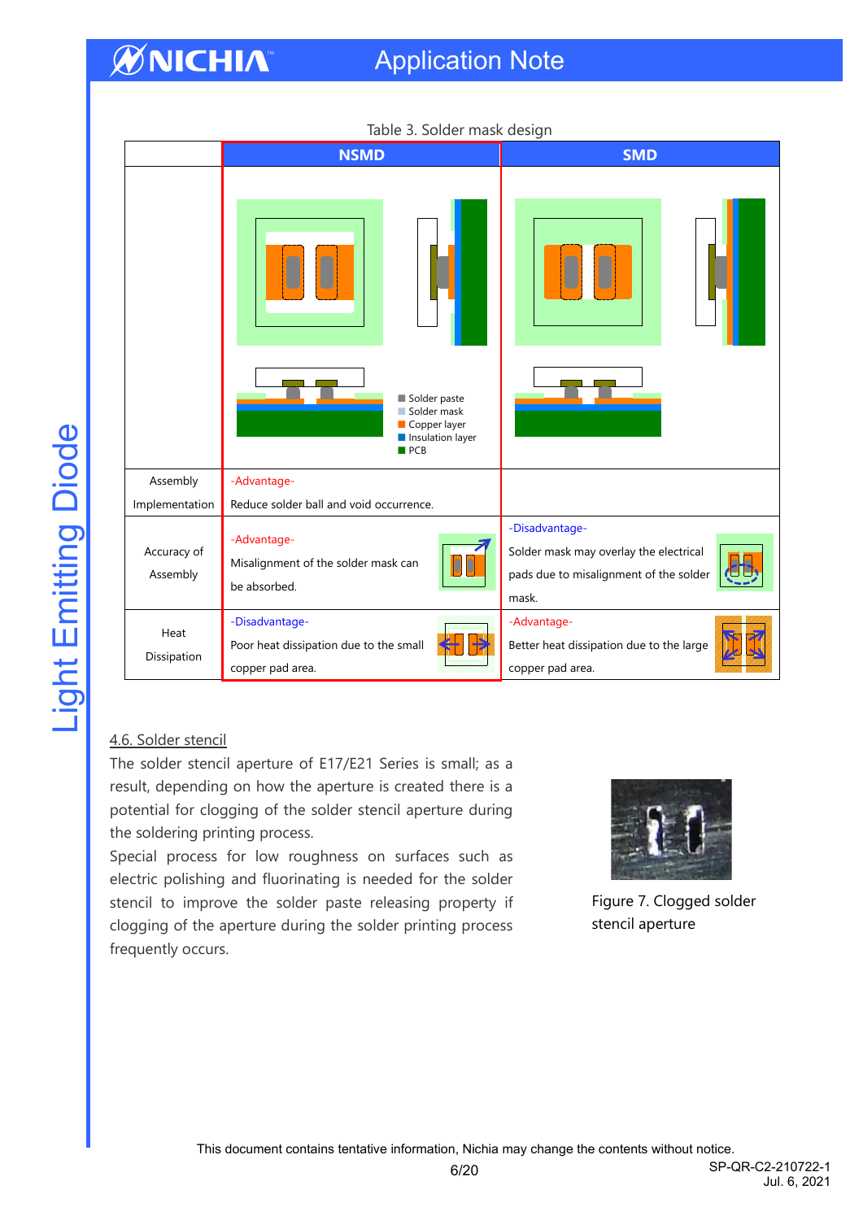Table 3. Solder mask design

| | NSMD | SMD |
|---|---|---|
| | Solder paste<br>Solder mask<br>Copper layer<br>Insulation layer<br>PCB | |
| Assembly Implementation | -Advantage-<br>Reduce solder ball and void occurrence. | |
| Accuracy of Assembly | -Advantage-<br>Misalignment of the solder mask can be absorbed. | -Disadvantage-<br>Solder mask may overlay the electrical pads due to misalignment of the solder mask. |
| Heat Dissipation | -Disadvantage-<br>Poor heat dissipation due to the small copper pad area. | -Advantage-<br>Better heat dissipation due to the large copper pad area. |

## 4.6. Solder stencil

The solder stencil aperture of E17/E21 Series is small; as a result, depending on how the aperture is created there is a potential for clogging of the solder stencil aperture during the soldering printing process.

Special process for low roughness on surfaces such as electric polishing and fluorinating is needed for the solder stencil to improve the solder paste releasing property if clogging of the aperture during the solder printing process frequently occurs.

Figure 7. Clogged solder stencil aperture

This document contains tentative information, Nichia may change the contents without notice.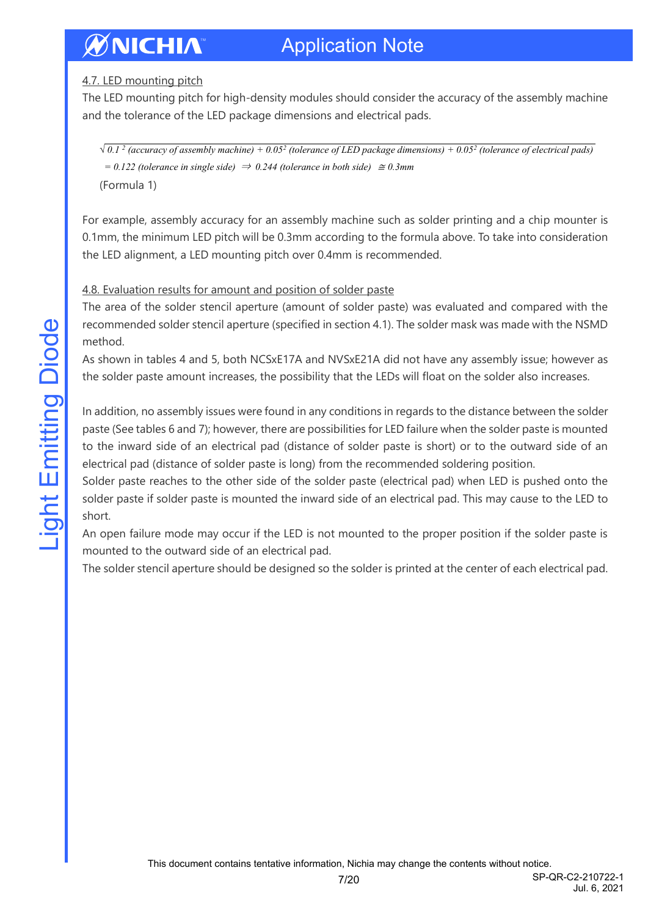## 4.7. LED mounting pitch

The LED mounting pitch for high-density modules should consider the accuracy of the assembly machine and the tolerance of the LED package dimensions and electrical pads.

$$\sqrt{0.1^2 \text{ (accuracy of assembly machine)} + 0.05^2 \text{ (tolerance of LED package dimensions)} + 0.05^2 \text{ (tolerance of electrical pads)}}$$
$$= 0.122 \text{ (tolerance in single side)} \Rightarrow 0.244 \text{ (tolerance in both side)} \cong 0.3\text{mm}$$

(Formula 1)

For example, assembly accuracy for an assembly machine such as solder printing and a chip mounter is 0.1mm, the minimum LED pitch will be 0.3mm according to the formula above. To take into consideration the LED alignment, a LED mounting pitch over 0.4mm is recommended.

## 4.8. Evaluation results for amount and position of solder paste

The area of the solder stencil aperture (amount of solder paste) was evaluated and compared with the recommended solder stencil aperture (specified in section 4.1). The solder mask was made with the NSMD method.

As shown in tables 4 and 5, both NCSxE17A and NVSxE21A did not have any assembly issue; however as the solder paste amount increases, the possibility that the LEDs will float on the solder also increases.

In addition, no assembly issues were found in any conditions in regards to the distance between the solder paste (See tables 6 and 7); however, there are possibilities for LED failure when the solder paste is mounted to the inward side of an electrical pad (distance of solder paste is short) or to the outward side of an electrical pad (distance of solder paste is long) from the recommended soldering position.

Solder paste reaches to the other side of the solder paste (electrical pad) when LED is pushed onto the solder paste if solder paste is mounted the inward side of an electrical pad. This may cause to the LED to short.

An open failure mode may occur if the LED is not mounted to the proper position if the solder paste is mounted to the outward side of an electrical pad.

The solder stencil aperture should be designed so the solder is printed at the center of each electrical pad.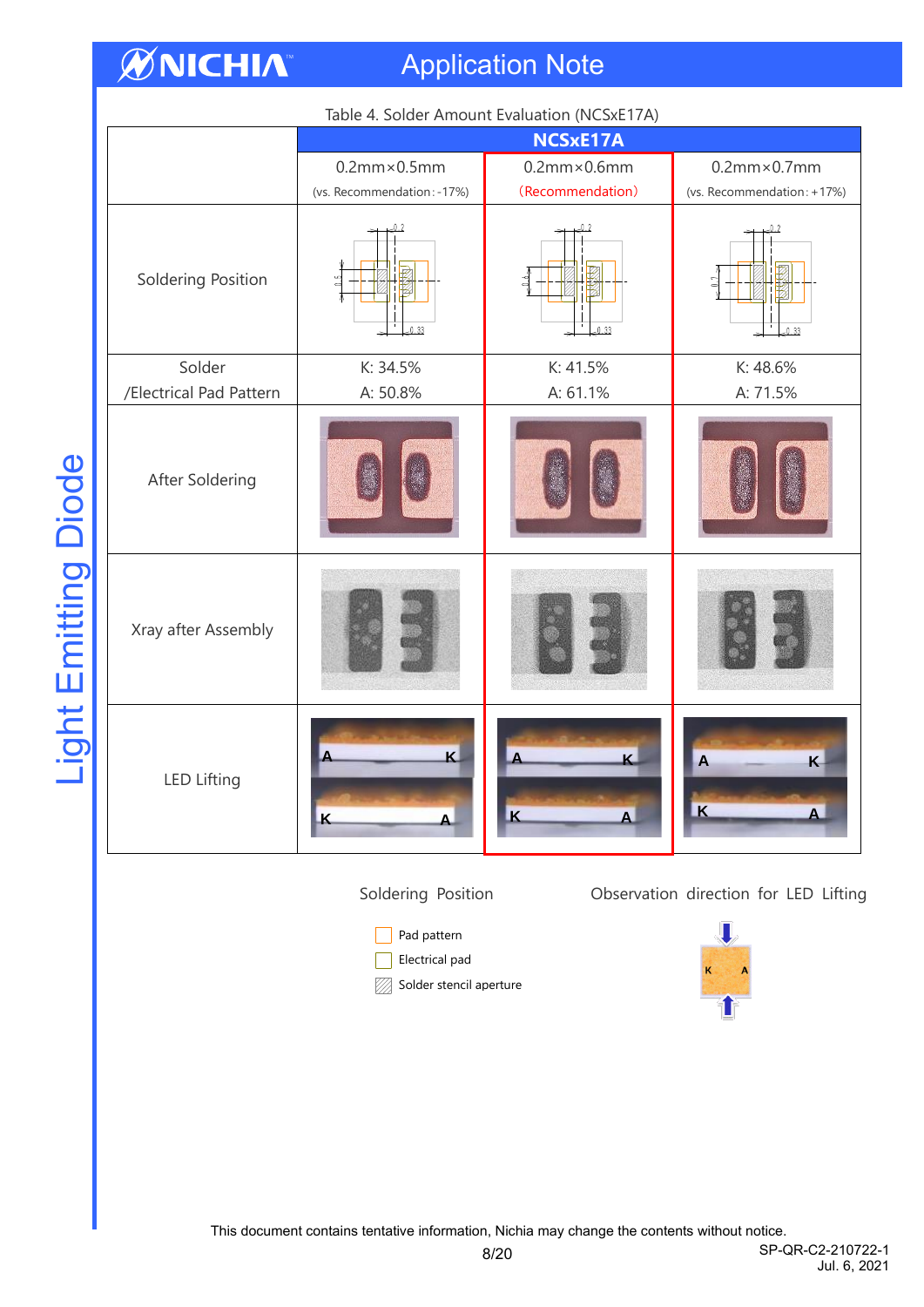Table 4. Solder Amount Evaluation (NCSxE17A)

| | NCSxE17A | | |
|---|---|---|---|
| | 0.2mm×0.5mm (vs. Recommendation: -17%) | 0.2mm×0.6mm (Recommendation) | 0.2mm×0.7mm (vs. Recommendation: +17%) |
| Soldering Position | | | |
| Solder /Electrical Pad Pattern | K: 34.5% A: 50.8% | K: 41.5% A: 61.1% | K: 48.6% A: 71.5% |
| After Soldering | | | |
| Xray after Assembly | | | |
| LED Lifting | | | |

Soldering Position

- Pad pattern
- Electrical pad
- Solder stencil aperture

Observation direction for LED Lifting

This document contains tentative information, Nichia may change the contents without notice.

SP-QR-C2-210722-1
Jul. 6, 2021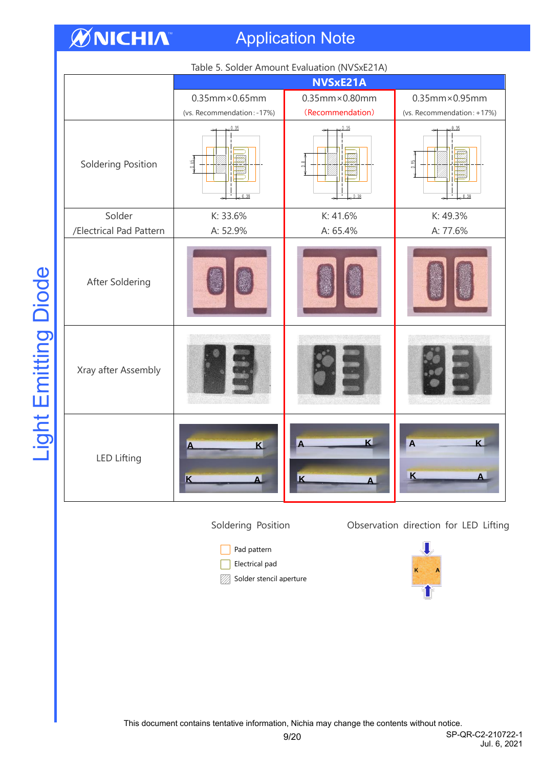Table 5. Solder Amount Evaluation (NVSxE21A)

| | NVSxE21A | | |
|---|---|---|---|
| | 0.35mm×0.65mm (vs. Recommendation: -17%) | 0.35mm×0.80mm (Recommendation) | 0.35mm×0.95mm (vs. Recommendation: +17%) |
| Soldering Position | | | |
| Solder /Electrical Pad Pattern | K: 33.6% A: 52.9% | K: 41.6% A: 65.4% | K: 49.3% A: 77.6% |
| After Soldering | | | |
| Xray after Assembly | | | |
| LED Lifting | | | |

Soldering Position

- Pad pattern
- Electrical pad
- Solder stencil aperture

Observation direction for LED Lifting

This document contains tentative information, Nichia may change the contents without notice.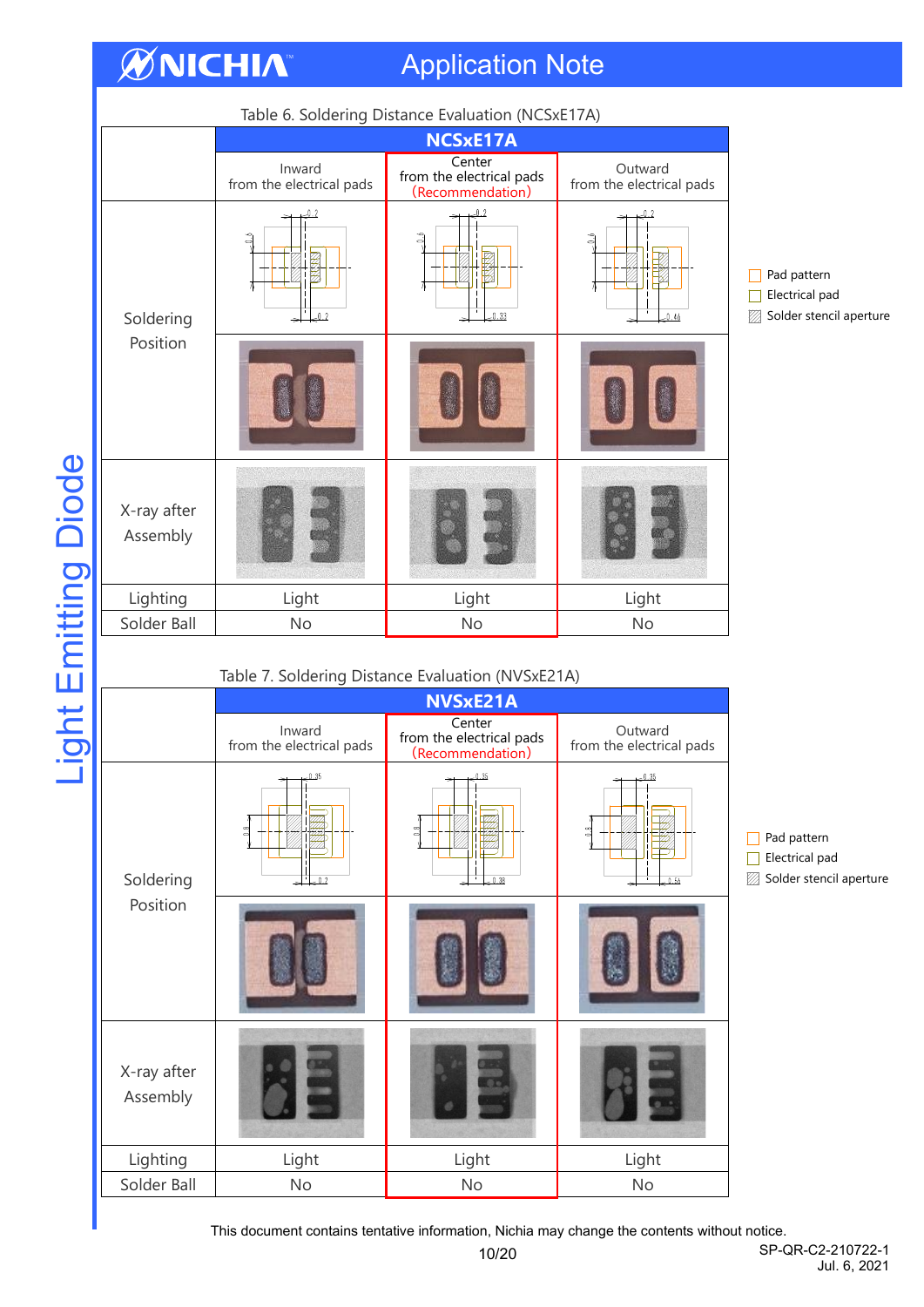Table 6. Soldering Distance Evaluation (NCSxE17A)

| | NCSxE17A | | |
|---|---|---|---|
| | Inward from the electrical pads | Center from the electrical pads (Recommendation) | Outward from the electrical pads |
| Soldering Position | | | |
| X-ray after Assembly | | | |
| Lighting | Light | Light | Light |
| Solder Ball | No | No | No |

- Pad pattern
- Electrical pad
- Solder stencil aperture

Table 7. Soldering Distance Evaluation (NVSxE21A)

| | NVSxE21A | | |
|---|---|---|---|
| | Inward from the electrical pads | Center from the electrical pads (Recommendation) | Outward from the electrical pads |
| Soldering Position | | | |
| X-ray after Assembly | | | |
| Lighting | Light | Light | Light |
| Solder Ball | No | No | No |

- Pad pattern
- Electrical pad
- Solder stencil aperture

This document contains tentative information, Nichia may change the contents without notice.

SP-QR-C2-210722-1
Jul. 6, 2021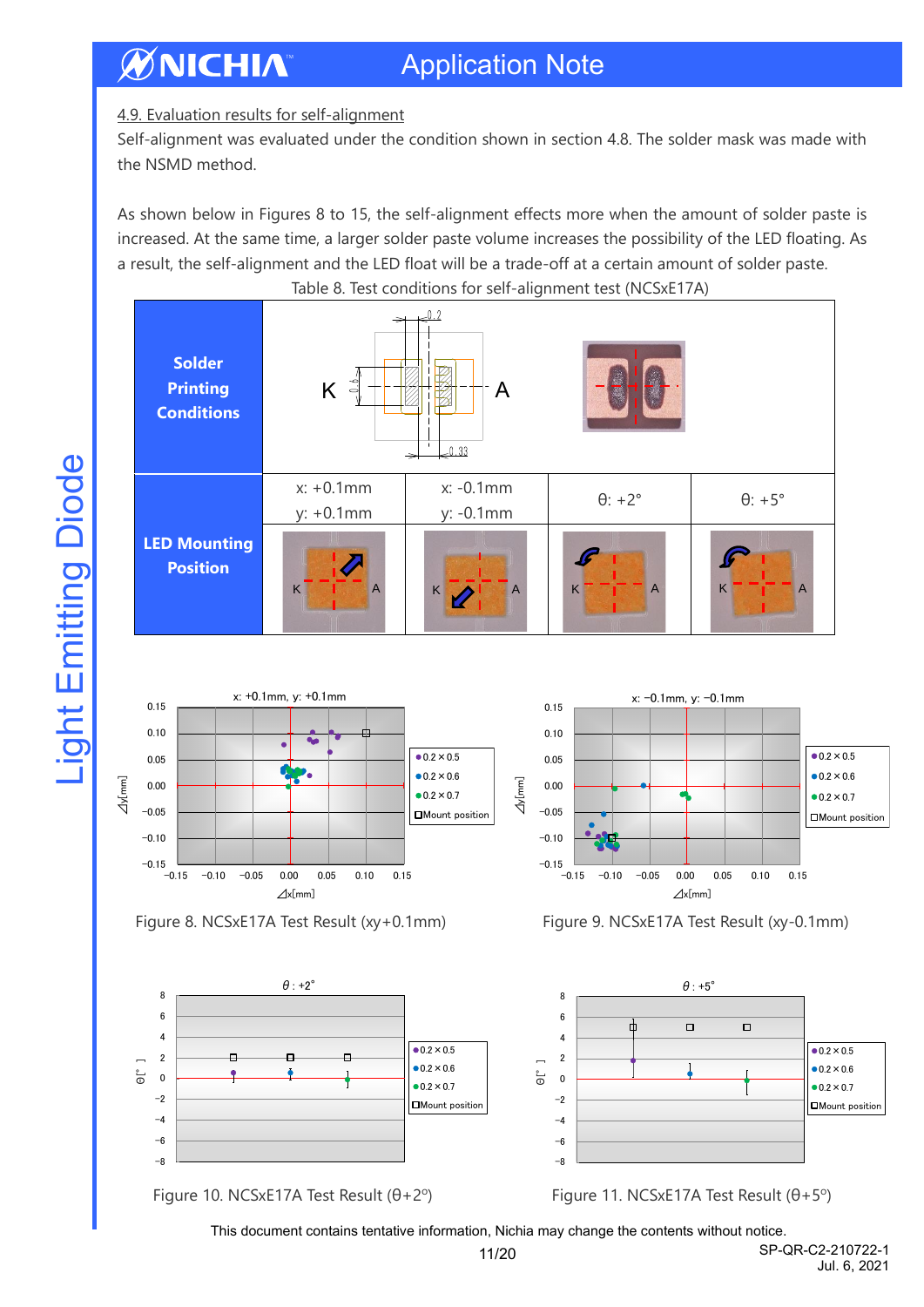4.9. Evaluation results for self-alignment

Self-alignment was evaluated under the condition shown in section 4.8. The solder mask was made with the NSMD method.

As shown below in Figures 8 to 15, the self-alignment effects more when the amount of solder paste is increased. At the same time, a larger solder paste volume increases the possibility of the LED floating. As a result, the self-alignment and the LED float will be a trade-off at a certain amount of solder paste.

Table 8. Test conditions for self-alignment test (NCSxE17A)

| Solder Printing Conditions | | | | |
|---|---|---|---|---|
| **LED Mounting Position** | x: +0.1mm<br>y: +0.1mm | x: -0.1mm<br>y: -0.1mm | θ: +2° | θ: +5° |

Figure 8. NCSxE17A Test Result (xy+0.1mm)

Figure 9. NCSxE17A Test Result (xy-0.1mm)

Figure 10. NCSxE17A Test Result (θ+2°)

Figure 11. NCSxE17A Test Result (θ+5°)

This document contains tentative information, Nichia may change the contents without notice.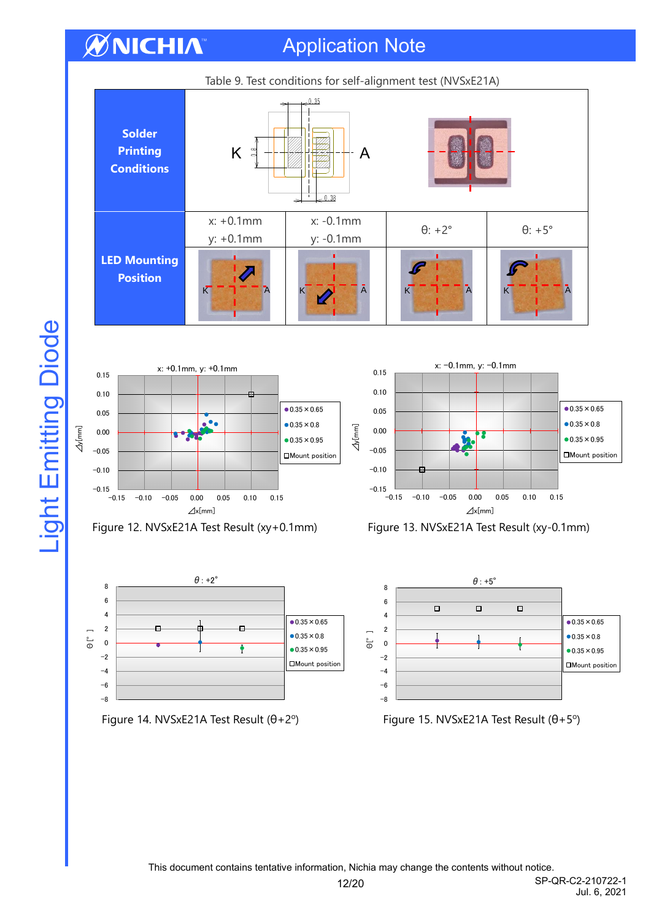Table 9. Test conditions for self-alignment test (NVSxE21A)

| | | | | |
|---|---|---|---|---|
| **Solder Printing Conditions** | | | | |
| **LED Mounting Position** | x: +0.1mm<br>y: +0.1mm | x: -0.1mm<br>y: -0.1mm | θ: +2° | θ: +5° |

Figure 12. NVSxE21A Test Result (xy+0.1mm)

Figure 13. NVSxE21A Test Result (xy-0.1mm)

Figure 14. NVSxE21A Test Result (θ+2°)

Figure 15. NVSxE21A Test Result (θ+5°)

This document contains tentative information, Nichia may change the contents without notice.

SP-QR-C2-210722-1
Jul. 6, 2021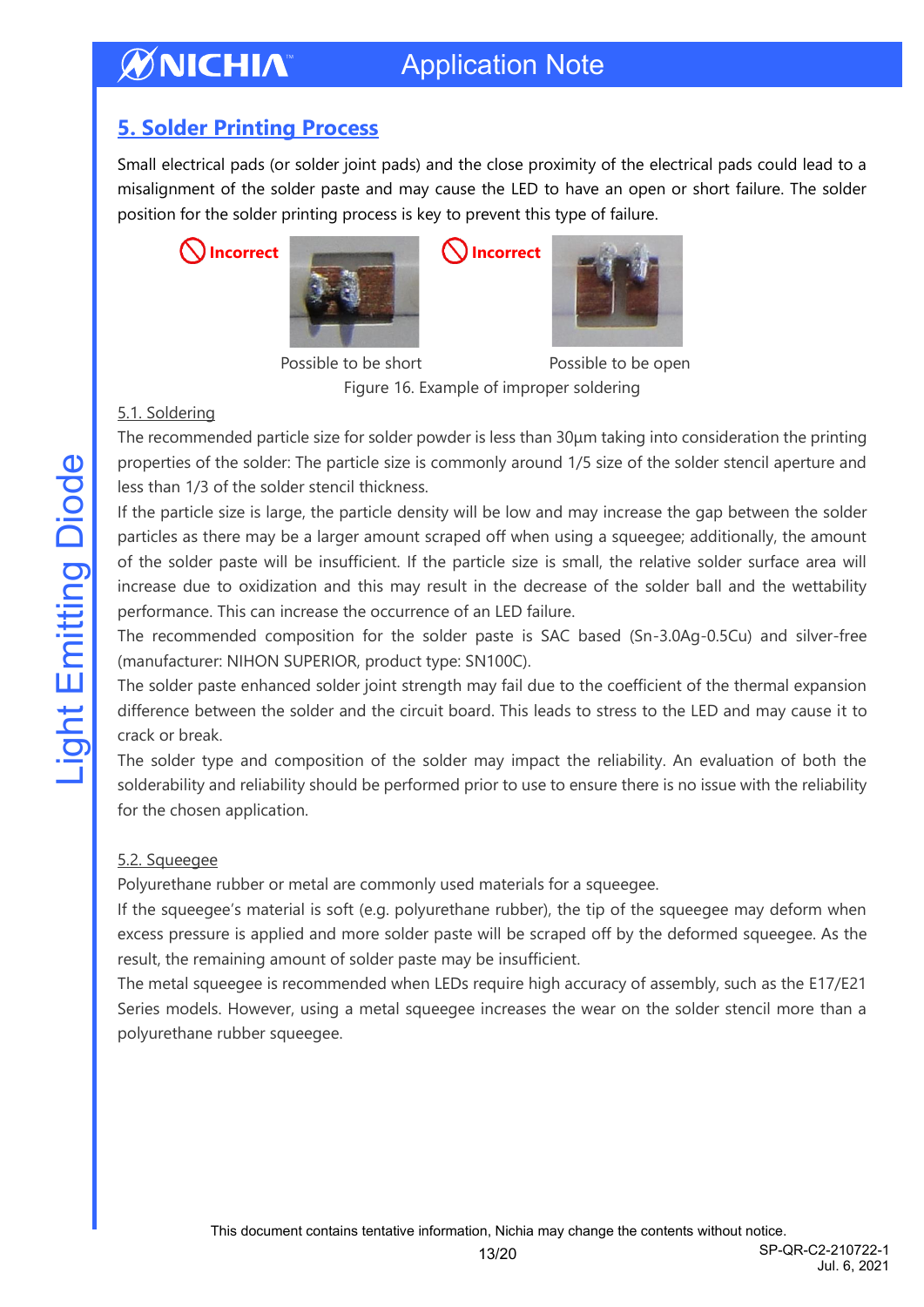## 5. Solder Printing Process

Small electrical pads (or solder joint pads) and the close proximity of the electrical pads could lead to a misalignment of the solder paste and may cause the LED to have an open or short failure. The solder position for the solder printing process is key to prevent this type of failure.

Incorrect — Possible to be short

Incorrect — Possible to be open

Figure 16. Example of improper soldering

### 5.1. Soldering

The recommended particle size for solder powder is less than 30µm taking into consideration the printing properties of the solder: The particle size is commonly around 1/5 size of the solder stencil aperture and less than 1/3 of the solder stencil thickness.

If the particle size is large, the particle density will be low and may increase the gap between the solder particles as there may be a larger amount scraped off when using a squeegee; additionally, the amount of the solder paste will be insufficient. If the particle size is small, the relative solder surface area will increase due to oxidization and this may result in the decrease of the solder ball and the wettability performance. This can increase the occurrence of an LED failure.

The recommended composition for the solder paste is SAC based (Sn-3.0Ag-0.5Cu) and silver-free (manufacturer: NIHON SUPERIOR, product type: SN100C).

The solder paste enhanced solder joint strength may fail due to the coefficient of the thermal expansion difference between the solder and the circuit board. This leads to stress to the LED and may cause it to crack or break.

The solder type and composition of the solder may impact the reliability. An evaluation of both the solderability and reliability should be performed prior to use to ensure there is no issue with the reliability for the chosen application.

### 5.2. Squeegee

Polyurethane rubber or metal are commonly used materials for a squeegee.

If the squeegee's material is soft (e.g. polyurethane rubber), the tip of the squeegee may deform when excess pressure is applied and more solder paste will be scraped off by the deformed squeegee. As the result, the remaining amount of solder paste may be insufficient.

The metal squeegee is recommended when LEDs require high accuracy of assembly, such as the E17/E21 Series models. However, using a metal squeegee increases the wear on the solder stencil more than a polyurethane rubber squeegee.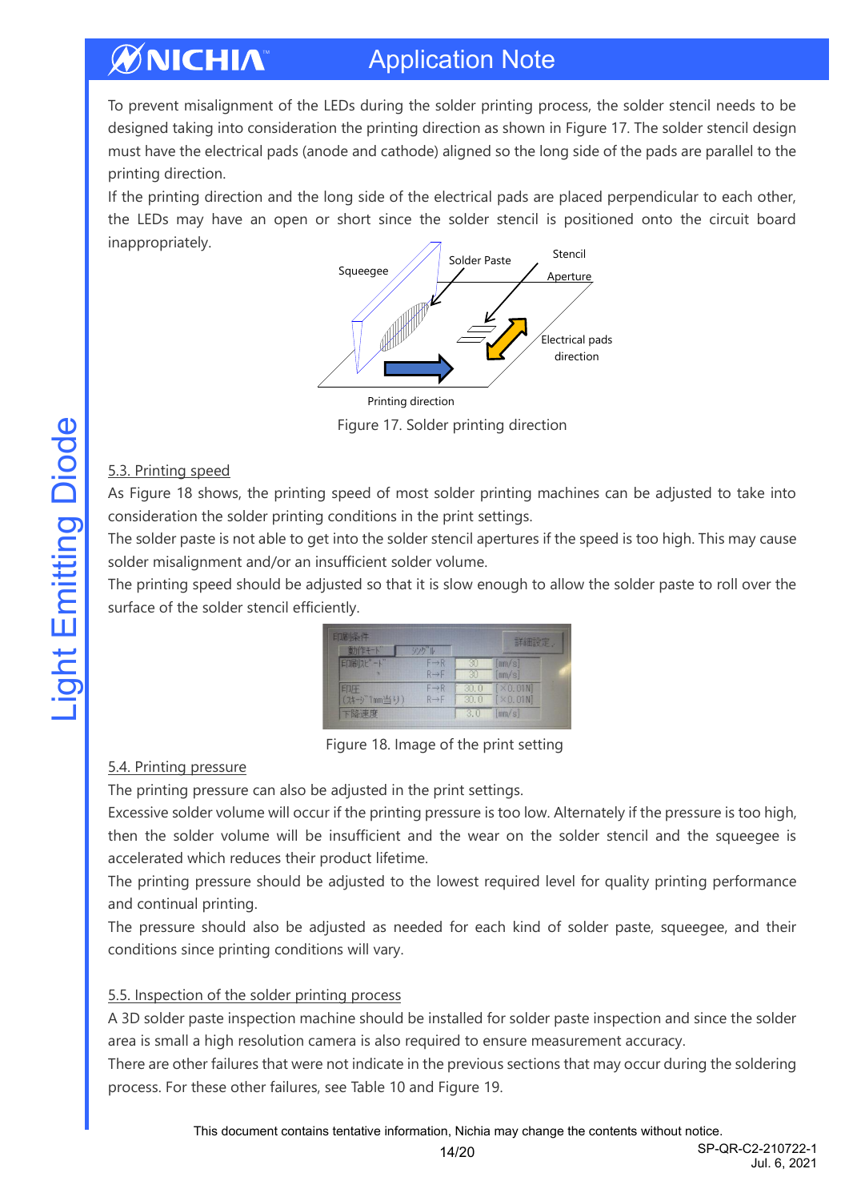To prevent misalignment of the LEDs during the solder printing process, the solder stencil needs to be designed taking into consideration the printing direction as shown in Figure 17. The solder stencil design must have the electrical pads (anode and cathode) aligned so the long side of the pads are parallel to the printing direction.

If the printing direction and the long side of the electrical pads are placed perpendicular to each other, the LEDs may have an open or short since the solder stencil is positioned onto the circuit board inappropriately.

Figure 17. Solder printing direction

### 5.3. Printing speed

As Figure 18 shows, the printing speed of most solder printing machines can be adjusted to take into consideration the solder printing conditions in the print settings.

The solder paste is not able to get into the solder stencil apertures if the speed is too high. This may cause solder misalignment and/or an insufficient solder volume.

The printing speed should be adjusted so that it is slow enough to allow the solder paste to roll over the surface of the solder stencil efficiently.

Figure 18. Image of the print setting

### 5.4. Printing pressure

The printing pressure can also be adjusted in the print settings.

Excessive solder volume will occur if the printing pressure is too low. Alternately if the pressure is too high, then the solder volume will be insufficient and the wear on the solder stencil and the squeegee is accelerated which reduces their product lifetime.

The printing pressure should be adjusted to the lowest required level for quality printing performance and continual printing.

The pressure should also be adjusted as needed for each kind of solder paste, squeegee, and their conditions since printing conditions will vary.

### 5.5. Inspection of the solder printing process

A 3D solder paste inspection machine should be installed for solder paste inspection and since the solder area is small a high resolution camera is also required to ensure measurement accuracy.

There are other failures that were not indicate in the previous sections that may occur during the soldering process. For these other failures, see Table 10 and Figure 19.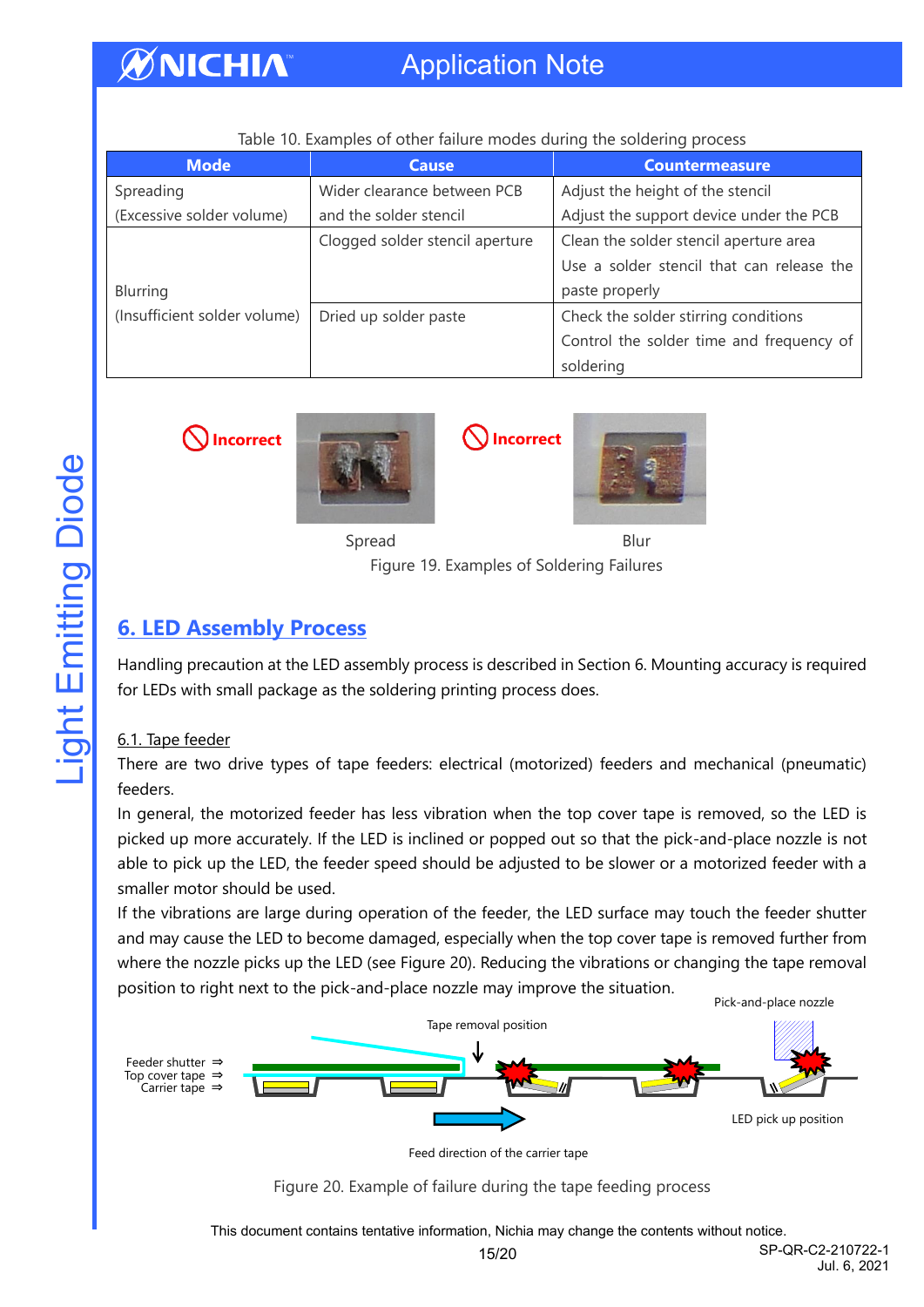Table 10. Examples of other failure modes during the soldering process

| Mode | Cause | Countermeasure |
|---|---|---|
| Spreading (Excessive solder volume) | Wider clearance between PCB and the solder stencil | Adjust the height of the stencil<br>Adjust the support device under the PCB |
| Blurring (Insufficient solder volume) | Clogged solder stencil aperture | Clean the solder stencil aperture area<br>Use a solder stencil that can release the paste properly |
| | Dried up solder paste | Check the solder stirring conditions<br>Control the solder time and frequency of soldering |

Incorrect — Spread

Incorrect — Blur

Figure 19. Examples of Soldering Failures

## 6. LED Assembly Process

Handling precaution at the LED assembly process is described in Section 6. Mounting accuracy is required for LEDs with small package as the soldering printing process does.

### 6.1. Tape feeder

There are two drive types of tape feeders: electrical (motorized) feeders and mechanical (pneumatic) feeders.

In general, the motorized feeder has less vibration when the top cover tape is removed, so the LED is picked up more accurately. If the LED is inclined or popped out so that the pick-and-place nozzle is not able to pick up the LED, the feeder speed should be adjusted to be slower or a motorized feeder with a smaller motor should be used.

If the vibrations are large during operation of the feeder, the LED surface may touch the feeder shutter and may cause the LED to become damaged, especially when the top cover tape is removed further from where the nozzle picks up the LED (see Figure 20). Reducing the vibrations or changing the tape removal position to right next to the pick-and-place nozzle may improve the situation.

Pick-and-place nozzle

Tape removal position

Feeder shutter ⇒
Top cover tape ⇒
Carrier tape ⇒

LED pick up position

Feed direction of the carrier tape

Figure 20. Example of failure during the tape feeding process

This document contains tentative information, Nichia may change the contents without notice.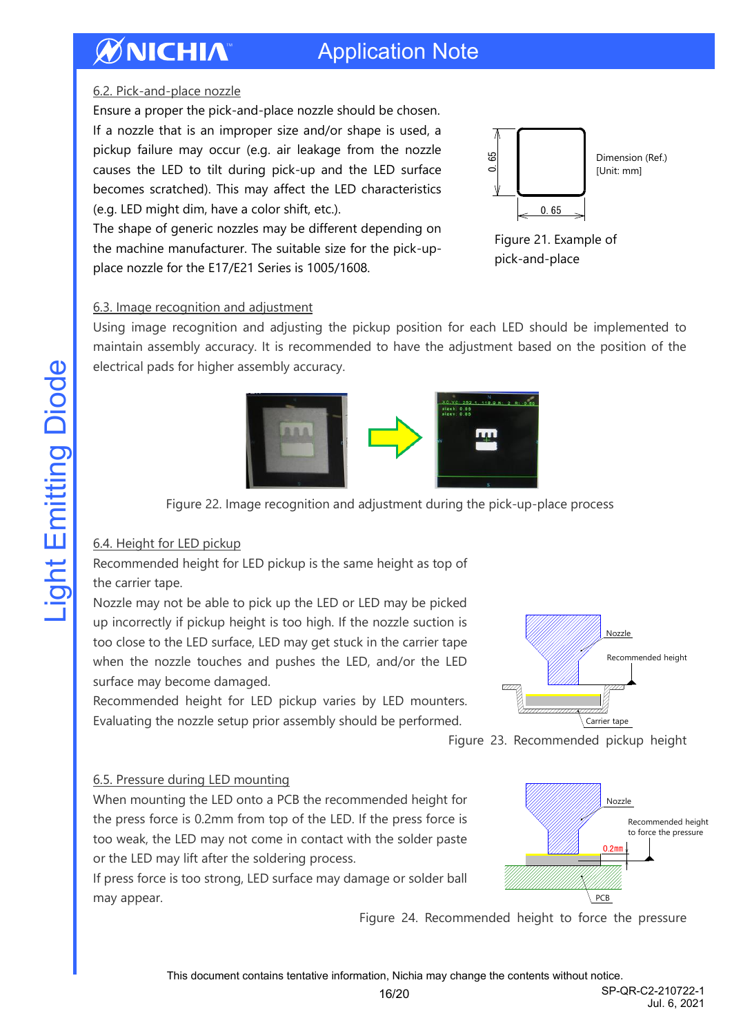### 6.2. Pick-and-place nozzle

Ensure a proper the pick-and-place nozzle should be chosen. If a nozzle that is an improper size and/or shape is used, a pickup failure may occur (e.g. air leakage from the nozzle causes the LED to tilt during pick-up and the LED surface becomes scratched). This may affect the LED characteristics (e.g. LED might dim, have a color shift, etc.).

The shape of generic nozzles may be different depending on the machine manufacturer. The suitable size for the pick-up-place nozzle for the E17/E21 Series is 1005/1608.

Dimension (Ref.)
[Unit: mm]

Figure 21. Example of pick-and-place

### 6.3. Image recognition and adjustment

Using image recognition and adjusting the pickup position for each LED should be implemented to maintain assembly accuracy. It is recommended to have the adjustment based on the position of the electrical pads for higher assembly accuracy.

Figure 22. Image recognition and adjustment during the pick-up-place process

### 6.4. Height for LED pickup

Recommended height for LED pickup is the same height as top of the carrier tape.

Nozzle may not be able to pick up the LED or LED may be picked up incorrectly if pickup height is too high. If the nozzle suction is too close to the LED surface, LED may get stuck in the carrier tape when the nozzle touches and pushes the LED, and/or the LED surface may become damaged.

Recommended height for LED pickup varies by LED mounters. Evaluating the nozzle setup prior assembly should be performed.

Figure 23. Recommended pickup height

### 6.5. Pressure during LED mounting

When mounting the LED onto a PCB the recommended height for the press force is 0.2mm from top of the LED. If the press force is too weak, the LED may not come in contact with the solder paste or the LED may lift after the soldering process.

If press force is too strong, LED surface may damage or solder ball may appear.

Figure 24. Recommended height to force the pressure

This document contains tentative information, Nichia may change the contents without notice.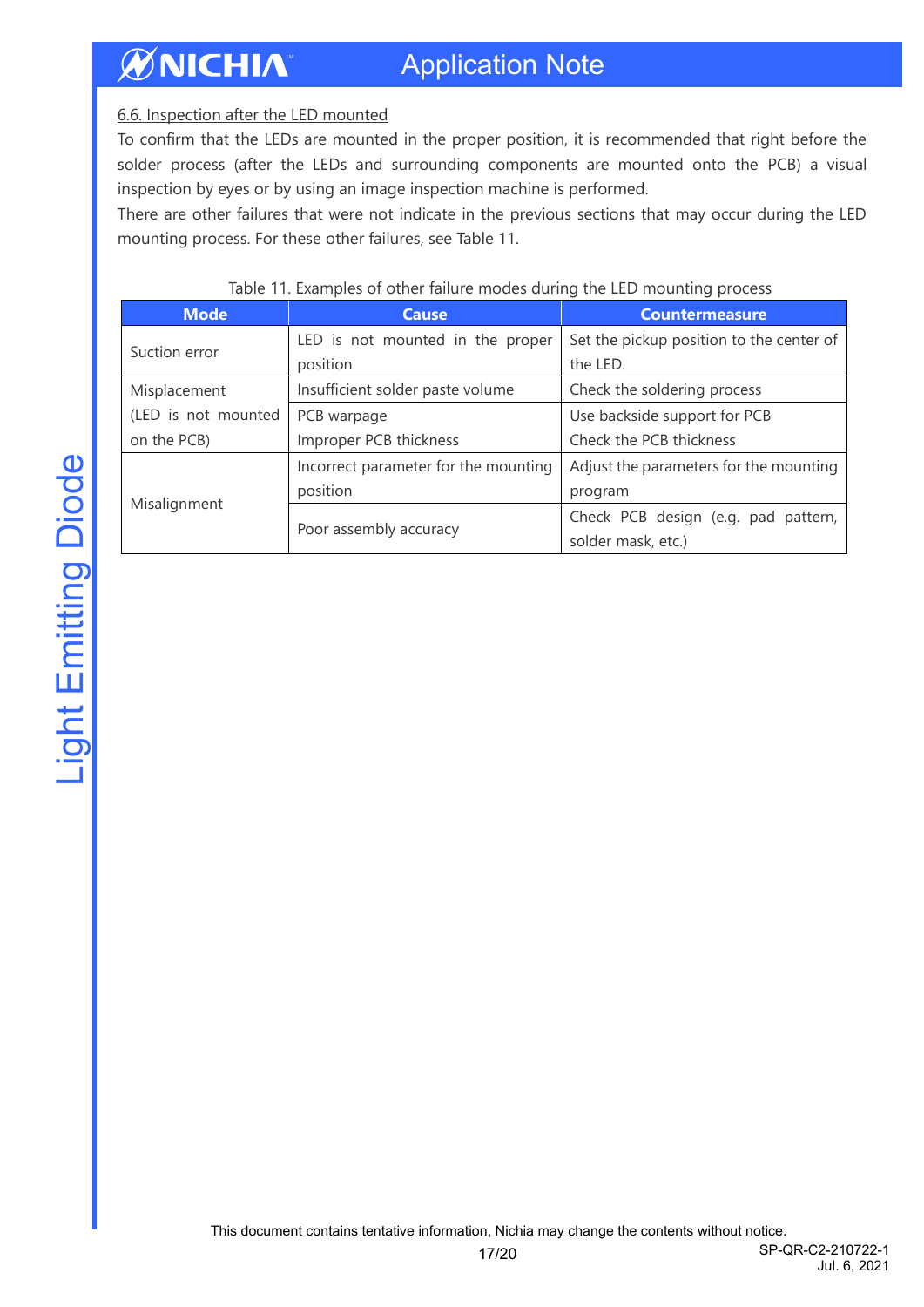6.6. Inspection after the LED mounted

To confirm that the LEDs are mounted in the proper position, it is recommended that right before the solder process (after the LEDs and surrounding components are mounted onto the PCB) a visual inspection by eyes or by using an image inspection machine is performed.

There are other failures that were not indicate in the previous sections that may occur during the LED mounting process. For these other failures, see Table 11.

Table 11. Examples of other failure modes during the LED mounting process

| Mode | Cause | Countermeasure |
|---|---|---|
| Suction error | LED is not mounted in the proper position | Set the pickup position to the center of the LED. |
| Misplacement (LED is not mounted on the PCB) | Insufficient solder paste volume | Check the soldering process |
| | PCB warpage<br>Improper PCB thickness | Use backside support for PCB<br>Check the PCB thickness |
| Misalignment | Incorrect parameter for the mounting position | Adjust the parameters for the mounting program |
| | Poor assembly accuracy | Check PCB design (e.g. pad pattern, solder mask, etc.) |

This document contains tentative information, Nichia may change the contents without notice.

SP-QR-C2-210722-1
Jul. 6, 2021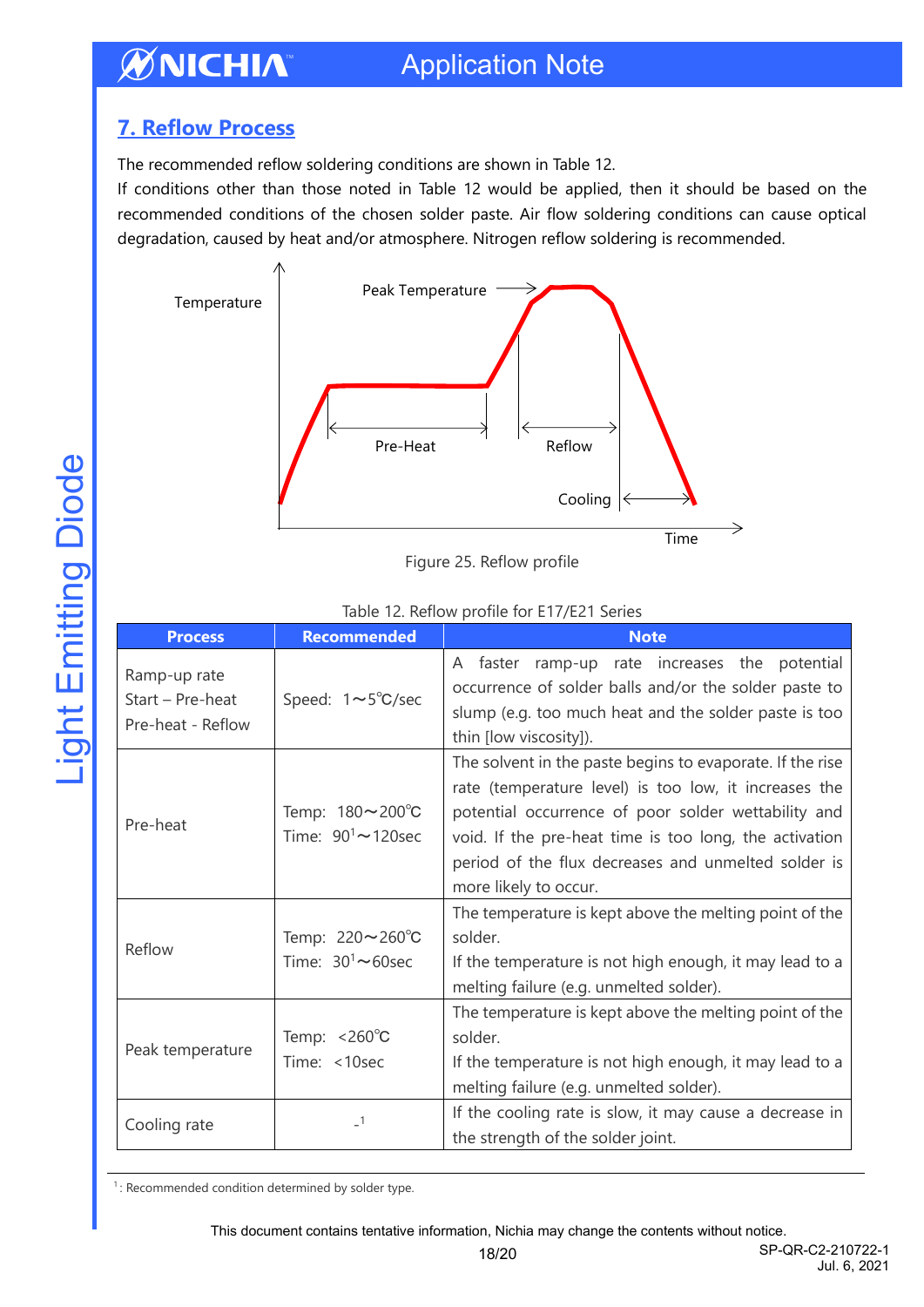## 7. Reflow Process

The recommended reflow soldering conditions are shown in Table 12.

If conditions other than those noted in Table 12 would be applied, then it should be based on the recommended conditions of the chosen solder paste. Air flow soldering conditions can cause optical degradation, caused by heat and/or atmosphere. Nitrogen reflow soldering is recommended.

Figure 25. Reflow profile

Table 12. Reflow profile for E17/E21 Series

| Process | Recommended | Note |
|---|---|---|
| Ramp-up rate<br>Start – Pre-heat<br>Pre-heat - Reflow | Speed: 1～5℃/sec | A faster ramp-up rate increases the potential occurrence of solder balls and/or the solder paste to slump (e.g. too much heat and the solder paste is too thin [low viscosity]). |
| Pre-heat | Temp: 180～200℃<br>Time: 90[1]～120sec | The solvent in the paste begins to evaporate. If the rise rate (temperature level) is too low, it increases the potential occurrence of poor solder wettability and void. If the pre-heat time is too long, the activation period of the flux decreases and unmelted solder is more likely to occur. |
| Reflow | Temp: 220～260℃<br>Time: 30[1]～60sec | The temperature is kept above the melting point of the solder.<br>If the temperature is not high enough, it may lead to a melting failure (e.g. unmelted solder). |
| Peak temperature | Temp: <260℃<br>Time: <10sec | The temperature is kept above the melting point of the solder.<br>If the temperature is not high enough, it may lead to a melting failure (e.g. unmelted solder). |
| Cooling rate | -[1] | If the cooling rate is slow, it may cause a decrease in the strength of the solder joint. |

[1]: Recommended condition determined by solder type.

This document contains tentative information, Nichia may change the contents without notice.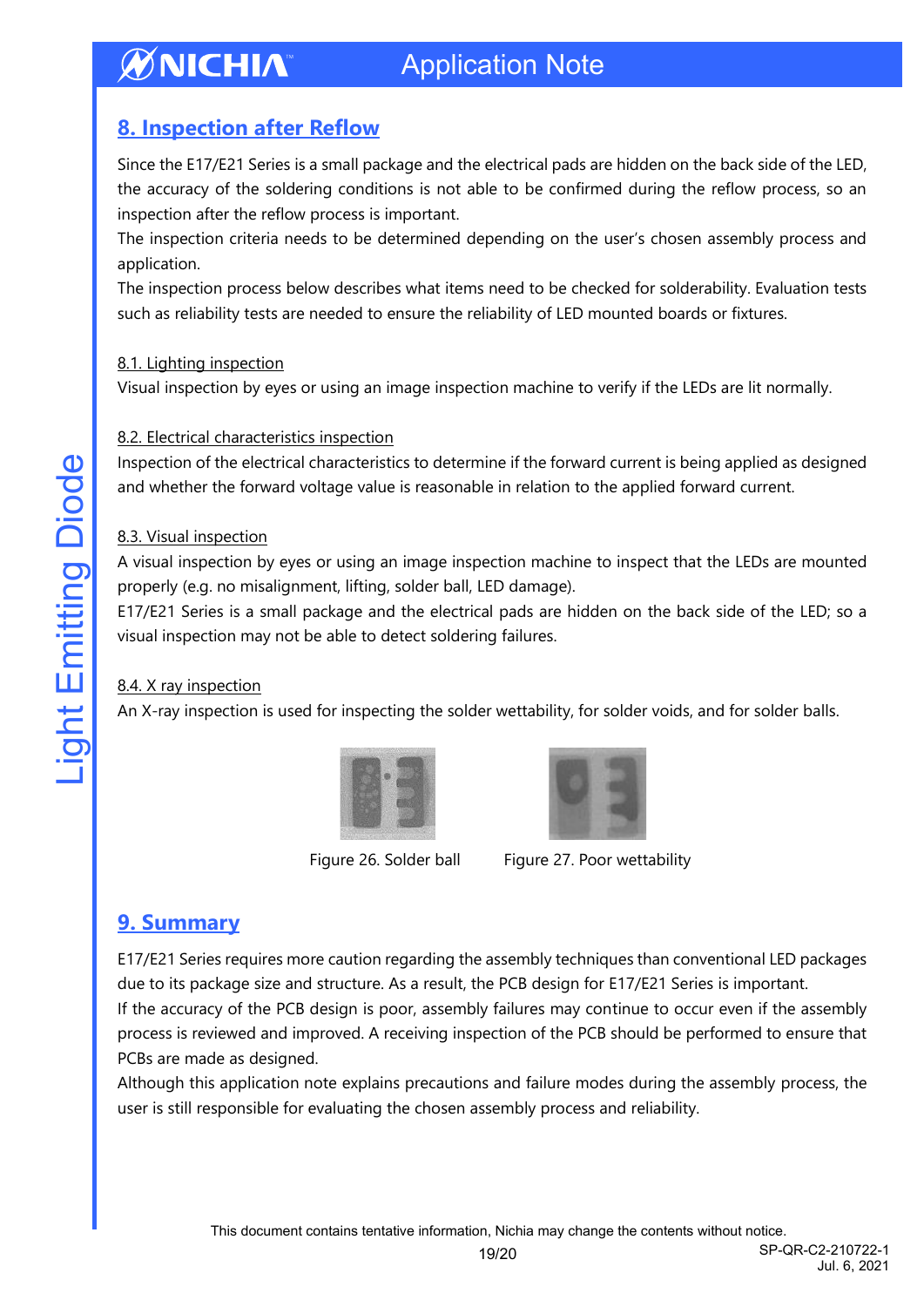## 8. Inspection after Reflow

Since the E17/E21 Series is a small package and the electrical pads are hidden on the back side of the LED, the accuracy of the soldering conditions is not able to be confirmed during the reflow process, so an inspection after the reflow process is important.

The inspection criteria needs to be determined depending on the user's chosen assembly process and application.

The inspection process below describes what items need to be checked for solderability. Evaluation tests such as reliability tests are needed to ensure the reliability of LED mounted boards or fixtures.

### 8.1. Lighting inspection

Visual inspection by eyes or using an image inspection machine to verify if the LEDs are lit normally.

### 8.2. Electrical characteristics inspection

Inspection of the electrical characteristics to determine if the forward current is being applied as designed and whether the forward voltage value is reasonable in relation to the applied forward current.

### 8.3. Visual inspection

A visual inspection by eyes or using an image inspection machine to inspect that the LEDs are mounted properly (e.g. no misalignment, lifting, solder ball, LED damage).

E17/E21 Series is a small package and the electrical pads are hidden on the back side of the LED; so a visual inspection may not be able to detect soldering failures.

### 8.4. X ray inspection

An X-ray inspection is used for inspecting the solder wettability, for solder voids, and for solder balls.

Figure 26. Solder ball

Figure 27. Poor wettability

## 9. Summary

E17/E21 Series requires more caution regarding the assembly techniques than conventional LED packages due to its package size and structure. As a result, the PCB design for E17/E21 Series is important.

If the accuracy of the PCB design is poor, assembly failures may continue to occur even if the assembly process is reviewed and improved. A receiving inspection of the PCB should be performed to ensure that PCBs are made as designed.

Although this application note explains precautions and failure modes during the assembly process, the user is still responsible for evaluating the chosen assembly process and reliability.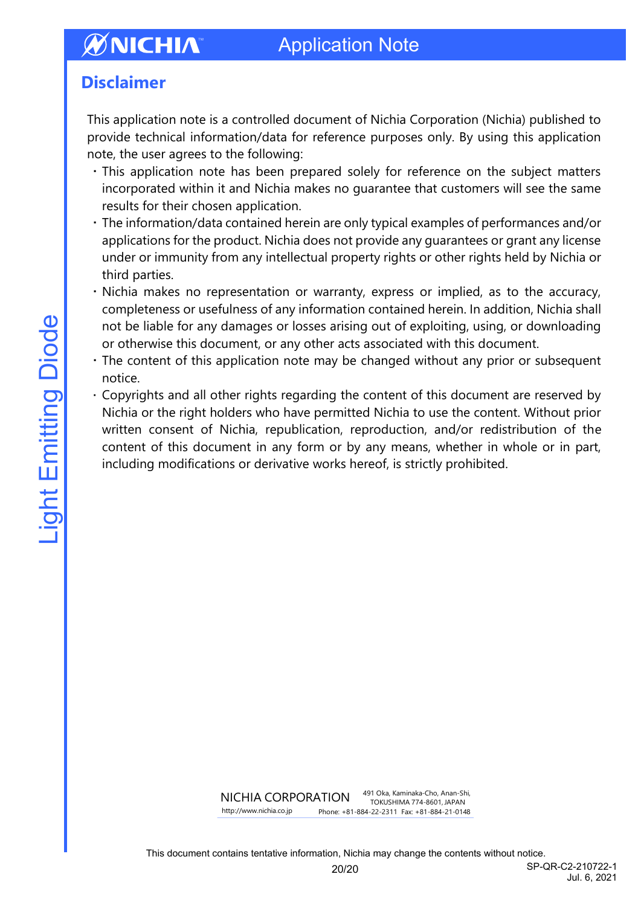## Disclaimer

This application note is a controlled document of Nichia Corporation (Nichia) published to provide technical information/data for reference purposes only. By using this application note, the user agrees to the following:

- This application note has been prepared solely for reference on the subject matters incorporated within it and Nichia makes no guarantee that customers will see the same results for their chosen application.
- The information/data contained herein are only typical examples of performances and/or applications for the product. Nichia does not provide any guarantees or grant any license under or immunity from any intellectual property rights or other rights held by Nichia or third parties.
- Nichia makes no representation or warranty, express or implied, as to the accuracy, completeness or usefulness of any information contained herein. In addition, Nichia shall not be liable for any damages or losses arising out of exploiting, using, or downloading or otherwise this document, or any other acts associated with this document.
- The content of this application note may be changed without any prior or subsequent notice.
- Copyrights and all other rights regarding the content of this document are reserved by Nichia or the right holders who have permitted Nichia to use the content. Without prior written consent of Nichia, republication, reproduction, and/or redistribution of the content of this document in any form or by any means, whether in whole or in part, including modifications or derivative works hereof, is strictly prohibited.

NICHIA CORPORATION
491 Oka, Kaminaka-Cho, Anan-Shi, TOKUSHIMA 774-8601, JAPAN
http://www.nichia.co.jp
Phone: +81-884-22-2311 Fax: +81-884-21-0148